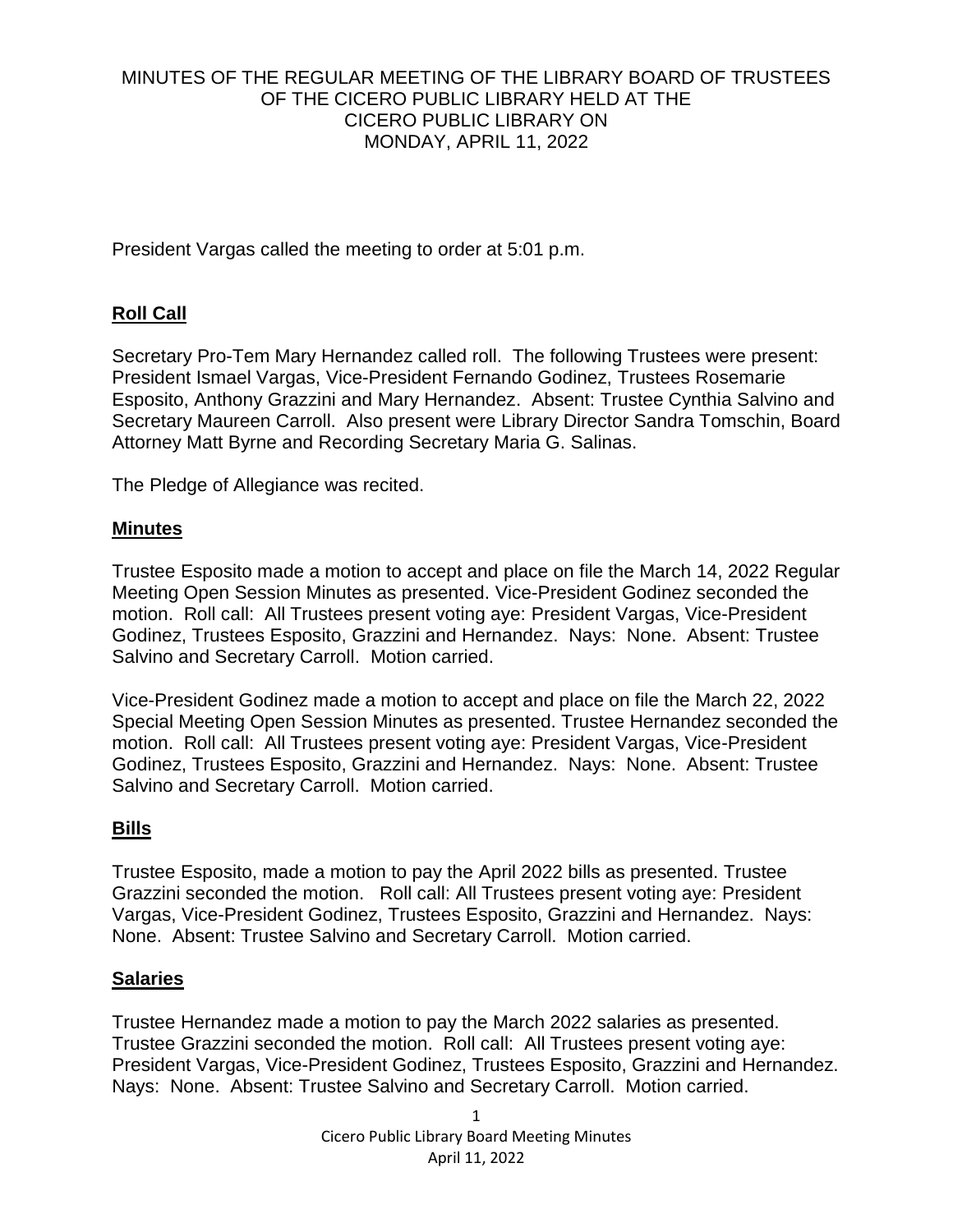# MINUTES OF THE REGULAR MEETING OF THE LIBRARY BOARD OF TRUSTEES OF THE CICERO PUBLIC LIBRARY HELD AT THE CICERO PUBLIC LIBRARY ON MONDAY, APRIL 11, 2022

President Vargas called the meeting to order at 5:01 p.m.

## Roll Call

Secretary Pro-Tem Mary Hernandez called roll. The following Trustees were present: President Ismael Vargas, Vice-President Fernando Godinez, Trustees Rosemarie Esposito, Anthony Grazzini and Mary Hernandez. Absent: Trustee Cynthia Salvino and Secretary Maureen Carroll. Also present were Library Director Sandra Tomschin, Board Attorney Matt Byrne and Recording Secretary Maria G. Salinas.

The Pledge of Allegiance was recited.

## Minutes

Trustee Esposito made a motion to accept and place on file the March 14, 2022 Regular Meeting Open Session Minutes as presented. Vice-President Godinez seconded the motion. Roll call: All Trustees present voting aye: President Vargas, Vice-President Godinez, Trustees Esposito, Grazzini and Hernandez. Nays: None. Absent: Trustee Salvino and Secretary Carroll. Motion carried.

Vice-President Godinez made a motion to accept and place on file the March 22, 2022 Special Meeting Open Session Minutes as presented. Trustee Hernandez seconded the motion. Roll call: All Trustees present voting aye: President Vargas, Vice-President Godinez, Trustees Esposito, Grazzini and Hernandez. Nays: None. Absent: Trustee Salvino and Secretary Carroll. Motion carried.

## Bills

Trustee Esposito, made a motion to pay the April 2022 bills as presented. Trustee Grazzini seconded the motion. Roll call: All Trustees present voting aye: President Vargas, Vice-President Godinez, Trustees Esposito, Grazzini and Hernandez. Nays: None. Absent: Trustee Salvino and Secretary Carroll. Motion carried.

## Salaries

Trustee Hernandez made a motion to pay the March 2022 salaries as presented. Trustee Grazzini seconded the motion. Roll call: All Trustees present voting aye: President Vargas, Vice-President Godinez, Trustees Esposito, Grazzini and Hernandez. Nays: None. Absent: Trustee Salvino and Secretary Carroll. Motion carried.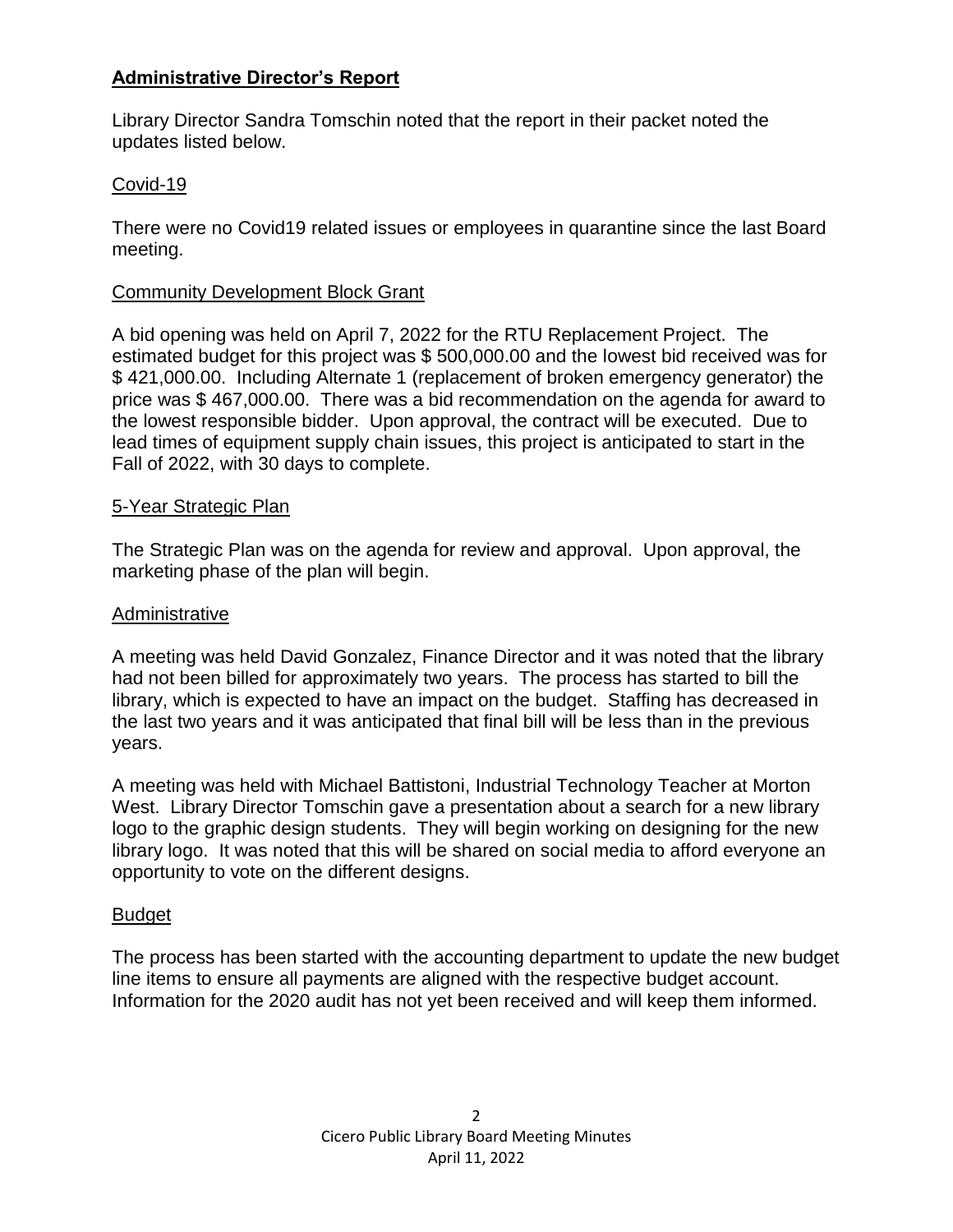## **Administrative Director's Report**

Library Director Sandra Tomschin noted that the report in their packet noted the updates listed below.

### Covid-19

There were no Covid19 related issues or employees in quarantine since the last Board meeting.

### Community Development Block Grant

A bid opening was held on April 7, 2022 for the RTU Replacement Project. The estimated budget for this project was $ 500,000.00 and the lowest bid received was for $ 421,000.00. Including Alternate 1 (replacement of broken emergency generator) the price was $ 467,000.00. There was a bid recommendation on the agenda for award to the lowest responsible bidder. Upon approval, the contract will be executed. Due to lead times of equipment supply chain issues, this project is anticipated to start in the Fall of 2022, with 30 days to complete.

### 5-Year Strategic Plan

The Strategic Plan was on the agenda for review and approval. Upon approval, the marketing phase of the plan will begin.

### Administrative

A meeting was held David Gonzalez, Finance Director and it was noted that the library had not been billed for approximately two years. The process has started to bill the library, which is expected to have an impact on the budget. Staffing has decreased in the last two years and it was anticipated that final bill will be less than in the previous years.

A meeting was held with Michael Battistoni, Industrial Technology Teacher at Morton West. Library Director Tomschin gave a presentation about a search for a new library logo to the graphic design students. They will begin working on designing for the new library logo. It was noted that this will be shared on social media to afford everyone an opportunity to vote on the different designs.

### Budget

The process has been started with the accounting department to update the new budget line items to ensure all payments are aligned with the respective budget account. Information for the 2020 audit has not yet been received and will keep them informed.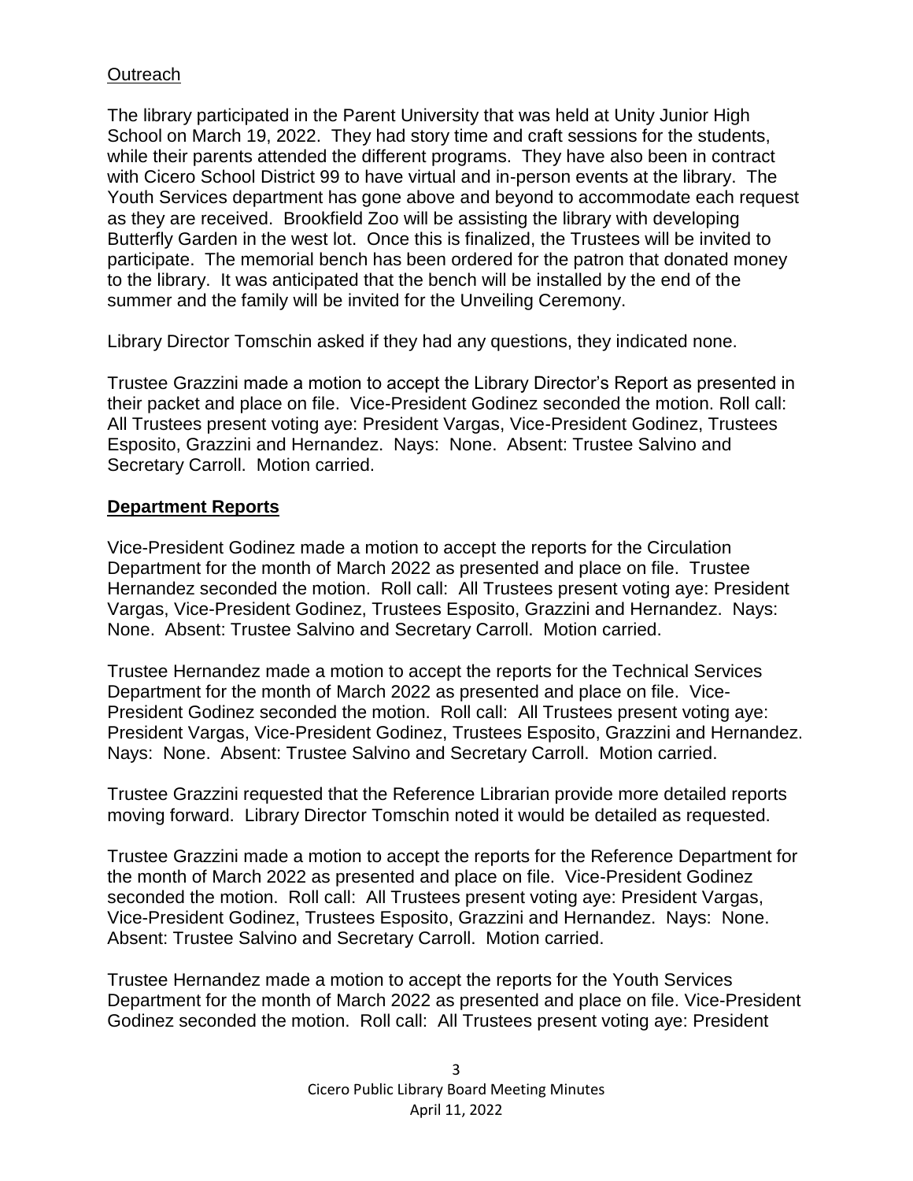Outreach

The library participated in the Parent University that was held at Unity Junior High School on March 19, 2022. They had story time and craft sessions for the students, while their parents attended the different programs. They have also been in contract with Cicero School District 99 to have virtual and in-person events at the library. The Youth Services department has gone above and beyond to accommodate each request as they are received. Brookfield Zoo will be assisting the library with developing Butterfly Garden in the west lot. Once this is finalized, the Trustees will be invited to participate. The memorial bench has been ordered for the patron that donated money to the library. It was anticipated that the bench will be installed by the end of the summer and the family will be invited for the Unveiling Ceremony.

Library Director Tomschin asked if they had any questions, they indicated none.

Trustee Grazzini made a motion to accept the Library Director's Report as presented in their packet and place on file. Vice-President Godinez seconded the motion. Roll call: All Trustees present voting aye: President Vargas, Vice-President Godinez, Trustees Esposito, Grazzini and Hernandez. Nays: None. Absent: Trustee Salvino and Secretary Carroll. Motion carried.

## Department Reports

Vice-President Godinez made a motion to accept the reports for the Circulation Department for the month of March 2022 as presented and place on file. Trustee Hernandez seconded the motion. Roll call: All Trustees present voting aye: President Vargas, Vice-President Godinez, Trustees Esposito, Grazzini and Hernandez. Nays: None. Absent: Trustee Salvino and Secretary Carroll. Motion carried.

Trustee Hernandez made a motion to accept the reports for the Technical Services Department for the month of March 2022 as presented and place on file. Vice-President Godinez seconded the motion. Roll call: All Trustees present voting aye: President Vargas, Vice-President Godinez, Trustees Esposito, Grazzini and Hernandez. Nays: None. Absent: Trustee Salvino and Secretary Carroll. Motion carried.

Trustee Grazzini requested that the Reference Librarian provide more detailed reports moving forward. Library Director Tomschin noted it would be detailed as requested.

Trustee Grazzini made a motion to accept the reports for the Reference Department for the month of March 2022 as presented and place on file. Vice-President Godinez seconded the motion. Roll call: All Trustees present voting aye: President Vargas, Vice-President Godinez, Trustees Esposito, Grazzini and Hernandez. Nays: None. Absent: Trustee Salvino and Secretary Carroll. Motion carried.

Trustee Hernandez made a motion to accept the reports for the Youth Services Department for the month of March 2022 as presented and place on file. Vice-President Godinez seconded the motion. Roll call: All Trustees present voting aye: President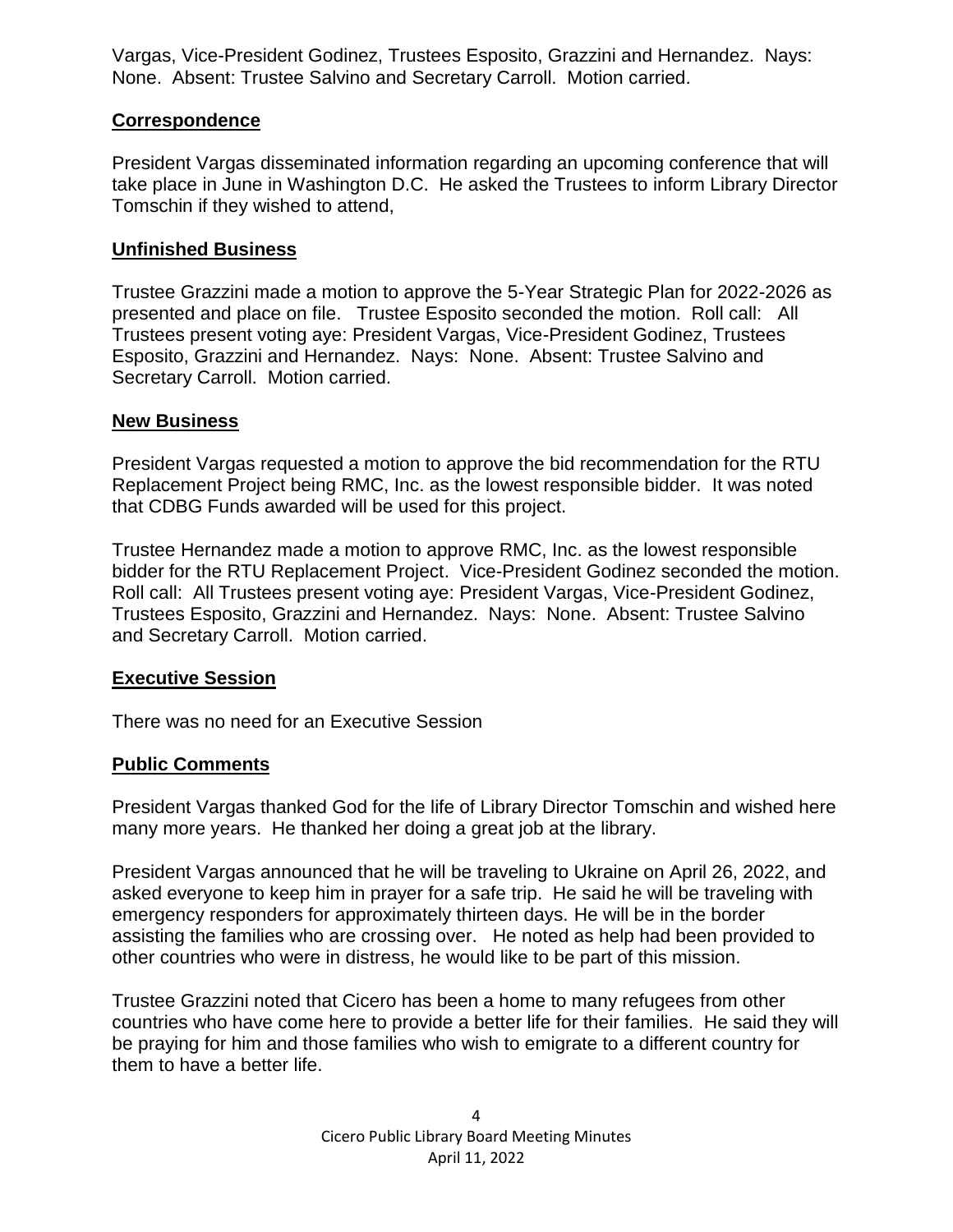Vargas, Vice-President Godinez, Trustees Esposito, Grazzini and Hernandez. Nays: None. Absent: Trustee Salvino and Secretary Carroll. Motion carried.

## Correspondence

President Vargas disseminated information regarding an upcoming conference that will take place in June in Washington D.C. He asked the Trustees to inform Library Director Tomschin if they wished to attend,

## Unfinished Business

Trustee Grazzini made a motion to approve the 5-Year Strategic Plan for 2022-2026 as presented and place on file. Trustee Esposito seconded the motion. Roll call: All Trustees present voting aye: President Vargas, Vice-President Godinez, Trustees Esposito, Grazzini and Hernandez. Nays: None. Absent: Trustee Salvino and Secretary Carroll. Motion carried.

## New Business

President Vargas requested a motion to approve the bid recommendation for the RTU Replacement Project being RMC, Inc. as the lowest responsible bidder. It was noted that CDBG Funds awarded will be used for this project.

Trustee Hernandez made a motion to approve RMC, Inc. as the lowest responsible bidder for the RTU Replacement Project. Vice-President Godinez seconded the motion. Roll call: All Trustees present voting aye: President Vargas, Vice-President Godinez, Trustees Esposito, Grazzini and Hernandez. Nays: None. Absent: Trustee Salvino and Secretary Carroll. Motion carried.

## Executive Session

There was no need for an Executive Session

## Public Comments

President Vargas thanked God for the life of Library Director Tomschin and wished here many more years. He thanked her doing a great job at the library.

President Vargas announced that he will be traveling to Ukraine on April 26, 2022, and asked everyone to keep him in prayer for a safe trip. He said he will be traveling with emergency responders for approximately thirteen days. He will be in the border assisting the families who are crossing over. He noted as help had been provided to other countries who were in distress, he would like to be part of this mission.

Trustee Grazzini noted that Cicero has been a home to many refugees from other countries who have come here to provide a better life for their families. He said they will be praying for him and those families who wish to emigrate to a different country for them to have a better life.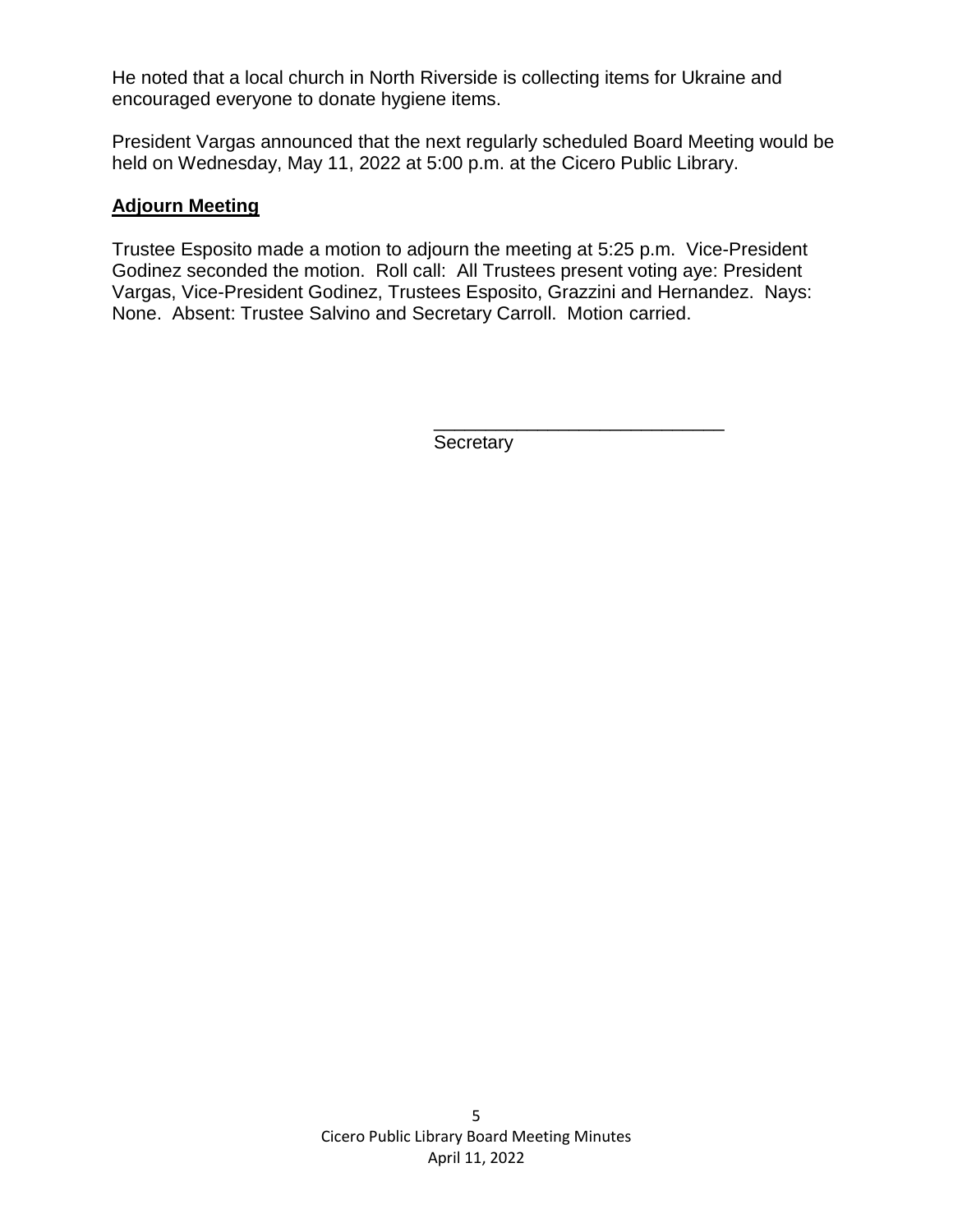He noted that a local church in North Riverside is collecting items for Ukraine and encouraged everyone to donate hygiene items.

President Vargas announced that the next regularly scheduled Board Meeting would be held on Wednesday, May 11, 2022 at 5:00 p.m. at the Cicero Public Library.

## Adjourn Meeting

Trustee Esposito made a motion to adjourn the meeting at 5:25 p.m. Vice-President Godinez seconded the motion. Roll call: All Trustees present voting aye: President Vargas, Vice-President Godinez, Trustees Esposito, Grazzini and Hernandez. Nays: None. Absent: Trustee Salvino and Secretary Carroll. Motion carried.

\_\_\_\_\_\_\_\_\_\_\_\_\_\_\_\_\_\_\_\_\_\_\_\_\_\_\_\_\_

Secretary